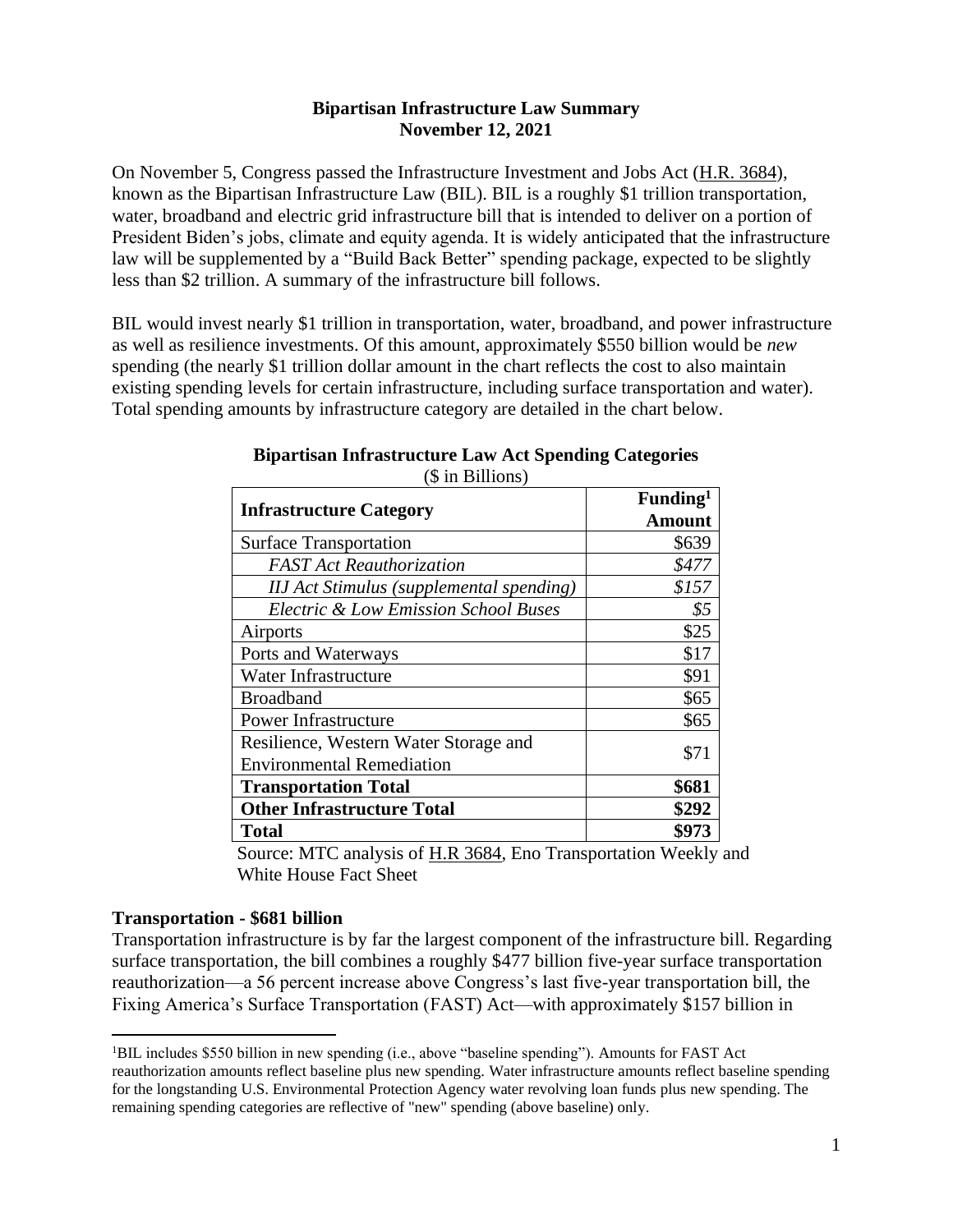# Bipartisan Infrastructure Law Summary
## November 12, 2021

On November 5, Congress passed the Infrastructure Investment and Jobs Act (H.R. 3684), known as the Bipartisan Infrastructure Law (BIL). BIL is a roughly $1 trillion transportation, water, broadband and electric grid infrastructure bill that is intended to deliver on a portion of President Biden's jobs, climate and equity agenda. It is widely anticipated that the infrastructure law will be supplemented by a "Build Back Better" spending package, expected to be slightly less than $2 trillion. A summary of the infrastructure bill follows.

BIL would invest nearly $1 trillion in transportation, water, broadband, and power infrastructure as well as resilience investments. Of this amount, approximately $550 billion would be *new* spending (the nearly $1 trillion dollar amount in the chart reflects the cost to also maintain existing spending levels for certain infrastructure, including surface transportation and water). Total spending amounts by infrastructure category are detailed in the chart below.

**Bipartisan Infrastructure Law Act Spending Categories**
($ in Billions)

| Infrastructure Category | Funding[1] Amount |
|---|---|
| Surface Transportation | $639 |
| *FAST Act Reauthorization* | *$477* |
| *IIJ Act Stimulus (supplemental spending)* | *$157* |
| *Electric & Low Emission School Buses* | *$5* |
| Airports | $25 |
| Ports and Waterways | $17 |
| Water Infrastructure | $91 |
| Broadband | $65 |
| Power Infrastructure | $65 |
| Resilience, Western Water Storage and Environmental Remediation | $71 |
| **Transportation Total** | **$681** |
| **Other Infrastructure Total** | **$292** |
| **Total** | **$973** |

Source: MTC analysis of H.R 3684, Eno Transportation Weekly and White House Fact Sheet

**Transportation - $681 billion**

Transportation infrastructure is by far the largest component of the infrastructure bill. Regarding surface transportation, the bill combines a roughly $477 billion five-year surface transportation reauthorization—a 56 percent increase above Congress's last five-year transportation bill, the Fixing America's Surface Transportation (FAST) Act—with approximately $157 billion in

[1]BIL includes $550 billion in new spending (i.e., above "baseline spending"). Amounts for FAST Act reauthorization amounts reflect baseline plus new spending. Water infrastructure amounts reflect baseline spending for the longstanding U.S. Environmental Protection Agency water revolving loan funds plus new spending. The remaining spending categories are reflective of "new" spending (above baseline) only.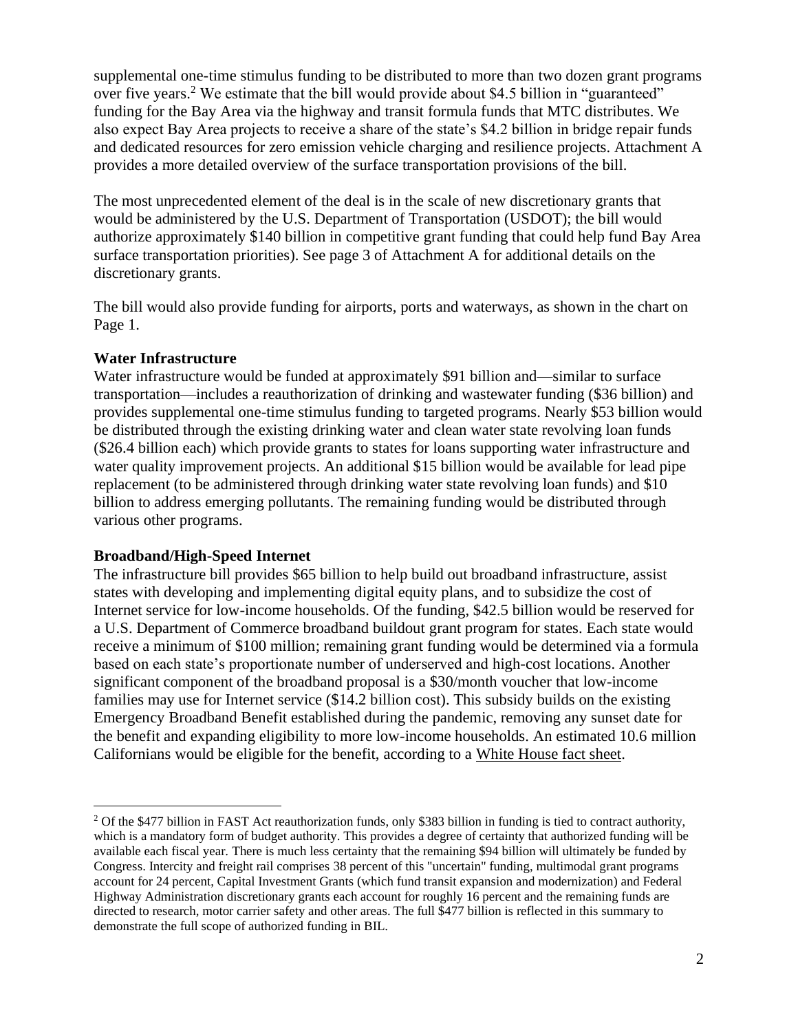supplemental one-time stimulus funding to be distributed to more than two dozen grant programs over five years.[2] We estimate that the bill would provide about $4.5 billion in "guaranteed" funding for the Bay Area via the highway and transit formula funds that MTC distributes. We also expect Bay Area projects to receive a share of the state's $4.2 billion in bridge repair funds and dedicated resources for zero emission vehicle charging and resilience projects. Attachment A provides a more detailed overview of the surface transportation provisions of the bill.

The most unprecedented element of the deal is in the scale of new discretionary grants that would be administered by the U.S. Department of Transportation (USDOT); the bill would authorize approximately $140 billion in competitive grant funding that could help fund Bay Area surface transportation priorities). See page 3 of Attachment A for additional details on the discretionary grants.

The bill would also provide funding for airports, ports and waterways, as shown in the chart on Page 1.

**Water Infrastructure**

Water infrastructure would be funded at approximately $91 billion and—similar to surface transportation—includes a reauthorization of drinking and wastewater funding ($36 billion) and provides supplemental one-time stimulus funding to targeted programs. Nearly $53 billion would be distributed through the existing drinking water and clean water state revolving loan funds ($26.4 billion each) which provide grants to states for loans supporting water infrastructure and water quality improvement projects. An additional $15 billion would be available for lead pipe replacement (to be administered through drinking water state revolving loan funds) and $10 billion to address emerging pollutants. The remaining funding would be distributed through various other programs.

**Broadband/High-Speed Internet**

The infrastructure bill provides $65 billion to help build out broadband infrastructure, assist states with developing and implementing digital equity plans, and to subsidize the cost of Internet service for low-income households. Of the funding, $42.5 billion would be reserved for a U.S. Department of Commerce broadband buildout grant program for states. Each state would receive a minimum of $100 million; remaining grant funding would be determined via a formula based on each state's proportionate number of underserved and high-cost locations. Another significant component of the broadband proposal is a $30/month voucher that low-income families may use for Internet service ($14.2 billion cost). This subsidy builds on the existing Emergency Broadband Benefit established during the pandemic, removing any sunset date for the benefit and expanding eligibility to more low-income households. An estimated 10.6 million Californians would be eligible for the benefit, according to a White House fact sheet.

---

[2] Of the $477 billion in FAST Act reauthorization funds, only $383 billion in funding is tied to contract authority, which is a mandatory form of budget authority. This provides a degree of certainty that authorized funding will be available each fiscal year. There is much less certainty that the remaining $94 billion will ultimately be funded by Congress. Intercity and freight rail comprises 38 percent of this "uncertain" funding, multimodal grant programs account for 24 percent, Capital Investment Grants (which fund transit expansion and modernization) and Federal Highway Administration discretionary grants each account for roughly 16 percent and the remaining funds are directed to research, motor carrier safety and other areas. The full $477 billion is reflected in this summary to demonstrate the full scope of authorized funding in BIL.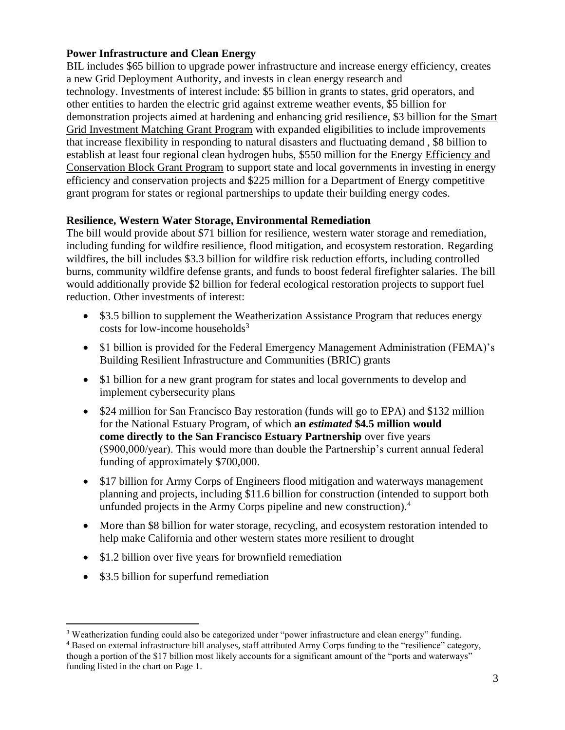**Power Infrastructure and Clean Energy**

BIL includes $65 billion to upgrade power infrastructure and increase energy efficiency, creates a new Grid Deployment Authority, and invests in clean energy research and technology. Investments of interest include: $5 billion in grants to states, grid operators, and other entities to harden the electric grid against extreme weather events, $5 billion for demonstration projects aimed at hardening and enhancing grid resilience, $3 billion for the Smart Grid Investment Matching Grant Program with expanded eligibilities to include improvements that increase flexibility in responding to natural disasters and fluctuating demand , $8 billion to establish at least four regional clean hydrogen hubs, $550 million for the Energy Efficiency and Conservation Block Grant Program to support state and local governments in investing in energy efficiency and conservation projects and $225 million for a Department of Energy competitive grant program for states or regional partnerships to update their building energy codes.

**Resilience, Western Water Storage, Environmental Remediation**

The bill would provide about $71 billion for resilience, western water storage and remediation, including funding for wildfire resilience, flood mitigation, and ecosystem restoration. Regarding wildfires, the bill includes $3.3 billion for wildfire risk reduction efforts, including controlled burns, community wildfire defense grants, and funds to boost federal firefighter salaries. The bill would additionally provide $2 billion for federal ecological restoration projects to support fuel reduction. Other investments of interest:

- $3.5 billion to supplement the Weatherization Assistance Program that reduces energy costs for low-income households[3]
- $1 billion is provided for the Federal Emergency Management Administration (FEMA)'s Building Resilient Infrastructure and Communities (BRIC) grants
- $1 billion for a new grant program for states and local governments to develop and implement cybersecurity plans
- $24 million for San Francisco Bay restoration (funds will go to EPA) and $132 million for the National Estuary Program, of which **an *estimated* $4.5 million would come directly to the San Francisco Estuary Partnership** over five years ($900,000/year). This would more than double the Partnership's current annual federal funding of approximately $700,000.
- $17 billion for Army Corps of Engineers flood mitigation and waterways management planning and projects, including $11.6 billion for construction (intended to support both unfunded projects in the Army Corps pipeline and new construction).[4]
- More than $8 billion for water storage, recycling, and ecosystem restoration intended to help make California and other western states more resilient to drought
- $1.2 billion over five years for brownfield remediation
- $3.5 billion for superfund remediation

---

[3] Weatherization funding could also be categorized under "power infrastructure and clean energy" funding.

[4] Based on external infrastructure bill analyses, staff attributed Army Corps funding to the "resilience" category, though a portion of the $17 billion most likely accounts for a significant amount of the "ports and waterways" funding listed in the chart on Page 1.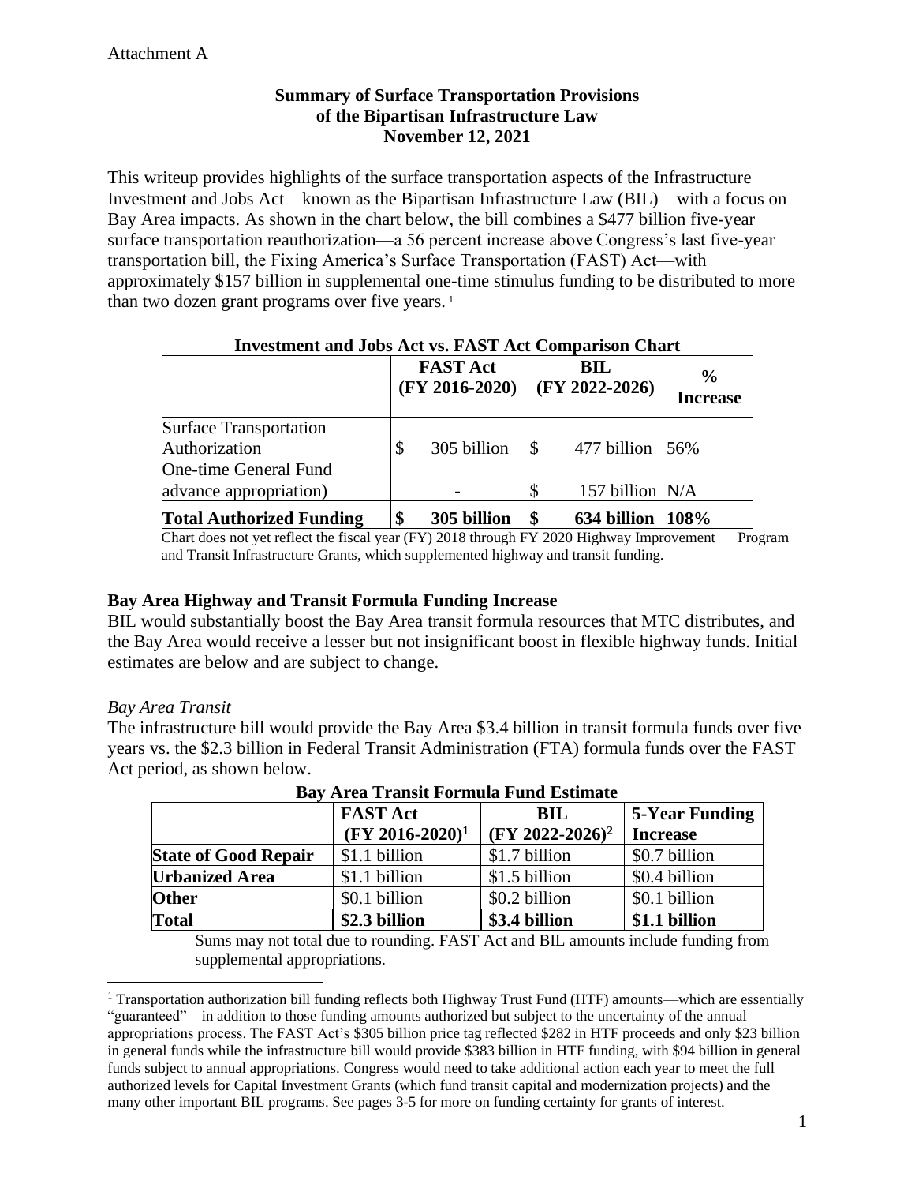Attachment A

**Summary of Surface Transportation Provisions of the Bipartisan Infrastructure Law November 12, 2021**

This writeup provides highlights of the surface transportation aspects of the Infrastructure Investment and Jobs Act—known as the Bipartisan Infrastructure Law (BIL)—with a focus on Bay Area impacts. As shown in the chart below, the bill combines a $477 billion five-year surface transportation reauthorization—a 56 percent increase above Congress's last five-year transportation bill, the Fixing America's Surface Transportation (FAST) Act—with approximately $157 billion in supplemental one-time stimulus funding to be distributed to more than two dozen grant programs over five years. [1]

**Investment and Jobs Act vs. FAST Act Comparison Chart**

| | FAST Act (FY 2016-2020) | BIL (FY 2022-2026) | % Increase |
|---|---|---|---|
| Surface Transportation Authorization | $ 305 billion | $ 477 billion | 56% |
| One-time General Fund advance appropriation) | - | $ 157 billion | N/A |
| **Total Authorized Funding** | **$ 305 billion** | **$ 634 billion** | **108%** |

Chart does not yet reflect the fiscal year (FY) 2018 through FY 2020 Highway Improvement Program and Transit Infrastructure Grants, which supplemented highway and transit funding.

## Bay Area Highway and Transit Formula Funding Increase

BIL would substantially boost the Bay Area transit formula resources that MTC distributes, and the Bay Area would receive a lesser but not insignificant boost in flexible highway funds. Initial estimates are below and are subject to change.

*Bay Area Transit*

The infrastructure bill would provide the Bay Area $3.4 billion in transit formula funds over five years vs. the $2.3 billion in Federal Transit Administration (FTA) formula funds over the FAST Act period, as shown below.

**Bay Area Transit Formula Fund Estimate**

| | FAST Act (FY 2016-2020)[1] | BIL (FY 2022-2026)[2] | 5-Year Funding Increase |
|---|---|---|---|
| **State of Good Repair** | $1.1 billion | $1.7 billion | $0.7 billion |
| **Urbanized Area** | $1.1 billion | $1.5 billion | $0.4 billion |
| **Other** | $0.1 billion | $0.2 billion | $0.1 billion |
| **Total** | **$2.3 billion** | **$3.4 billion** | **$1.1 billion** |

Sums may not total due to rounding. FAST Act and BIL amounts include funding from supplemental appropriations.

[1] Transportation authorization bill funding reflects both Highway Trust Fund (HTF) amounts—which are essentially "guaranteed"—in addition to those funding amounts authorized but subject to the uncertainty of the annual appropriations process. The FAST Act's $305 billion price tag reflected $282 in HTF proceeds and only $23 billion in general funds while the infrastructure bill would provide $383 billion in HTF funding, with $94 billion in general funds subject to annual appropriations. Congress would need to take additional action each year to meet the full authorized levels for Capital Investment Grants (which fund transit capital and modernization projects) and the many other important BIL programs. See pages 3-5 for more on funding certainty for grants of interest.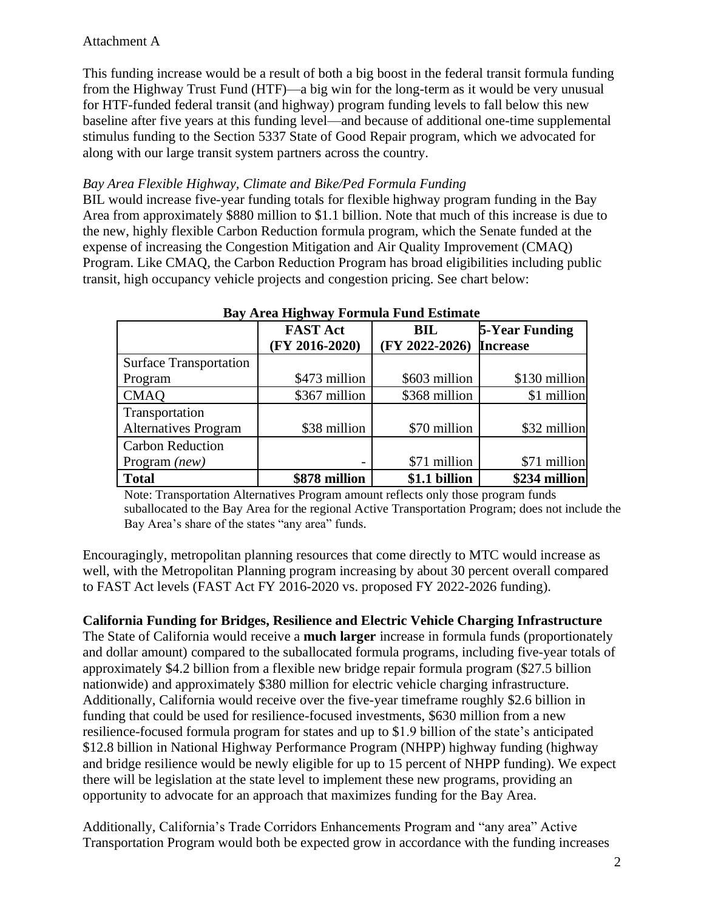Attachment A

This funding increase would be a result of both a big boost in the federal transit formula funding from the Highway Trust Fund (HTF)—a big win for the long-term as it would be very unusual for HTF-funded federal transit (and highway) program funding levels to fall below this new baseline after five years at this funding level—and because of additional one-time supplemental stimulus funding to the Section 5337 State of Good Repair program, which we advocated for along with our large transit system partners across the country.

*Bay Area Flexible Highway, Climate and Bike/Ped Formula Funding*

BIL would increase five-year funding totals for flexible highway program funding in the Bay Area from approximately $880 million to $1.1 billion. Note that much of this increase is due to the new, highly flexible Carbon Reduction formula program, which the Senate funded at the expense of increasing the Congestion Mitigation and Air Quality Improvement (CMAQ) Program. Like CMAQ, the Carbon Reduction Program has broad eligibilities including public transit, high occupancy vehicle projects and congestion pricing. See chart below:

**Bay Area Highway Formula Fund Estimate**

| | **FAST Act (FY 2016-2020)** | **BIL (FY 2022-2026)** | **5-Year Funding Increase** |
|---|---|---|---|
| Surface Transportation Program | $473 million | $603 million | $130 million |
| CMAQ | $367 million | $368 million | $1 million |
| Transportation Alternatives Program | $38 million | $70 million | $32 million |
| Carbon Reduction Program *(new)* | - | $71 million | $71 million |
| **Total** | **$878 million** | **$1.1 billion** | **$234 million** |

Note: Transportation Alternatives Program amount reflects only those program funds suballocated to the Bay Area for the regional Active Transportation Program; does not include the Bay Area's share of the states "any area" funds.

Encouragingly, metropolitan planning resources that come directly to MTC would increase as well, with the Metropolitan Planning program increasing by about 30 percent overall compared to FAST Act levels (FAST Act FY 2016-2020 vs. proposed FY 2022-2026 funding).

**California Funding for Bridges, Resilience and Electric Vehicle Charging Infrastructure**

The State of California would receive a **much larger** increase in formula funds (proportionately and dollar amount) compared to the suballocated formula programs, including five-year totals of approximately $4.2 billion from a flexible new bridge repair formula program ($27.5 billion nationwide) and approximately $380 million for electric vehicle charging infrastructure. Additionally, California would receive over the five-year timeframe roughly $2.6 billion in funding that could be used for resilience-focused investments, $630 million from a new resilience-focused formula program for states and up to $1.9 billion of the state's anticipated $12.8 billion in National Highway Performance Program (NHPP) highway funding (highway and bridge resilience would be newly eligible for up to 15 percent of NHPP funding). We expect there will be legislation at the state level to implement these new programs, providing an opportunity to advocate for an approach that maximizes funding for the Bay Area.

Additionally, California's Trade Corridors Enhancements Program and "any area" Active Transportation Program would both be expected grow in accordance with the funding increases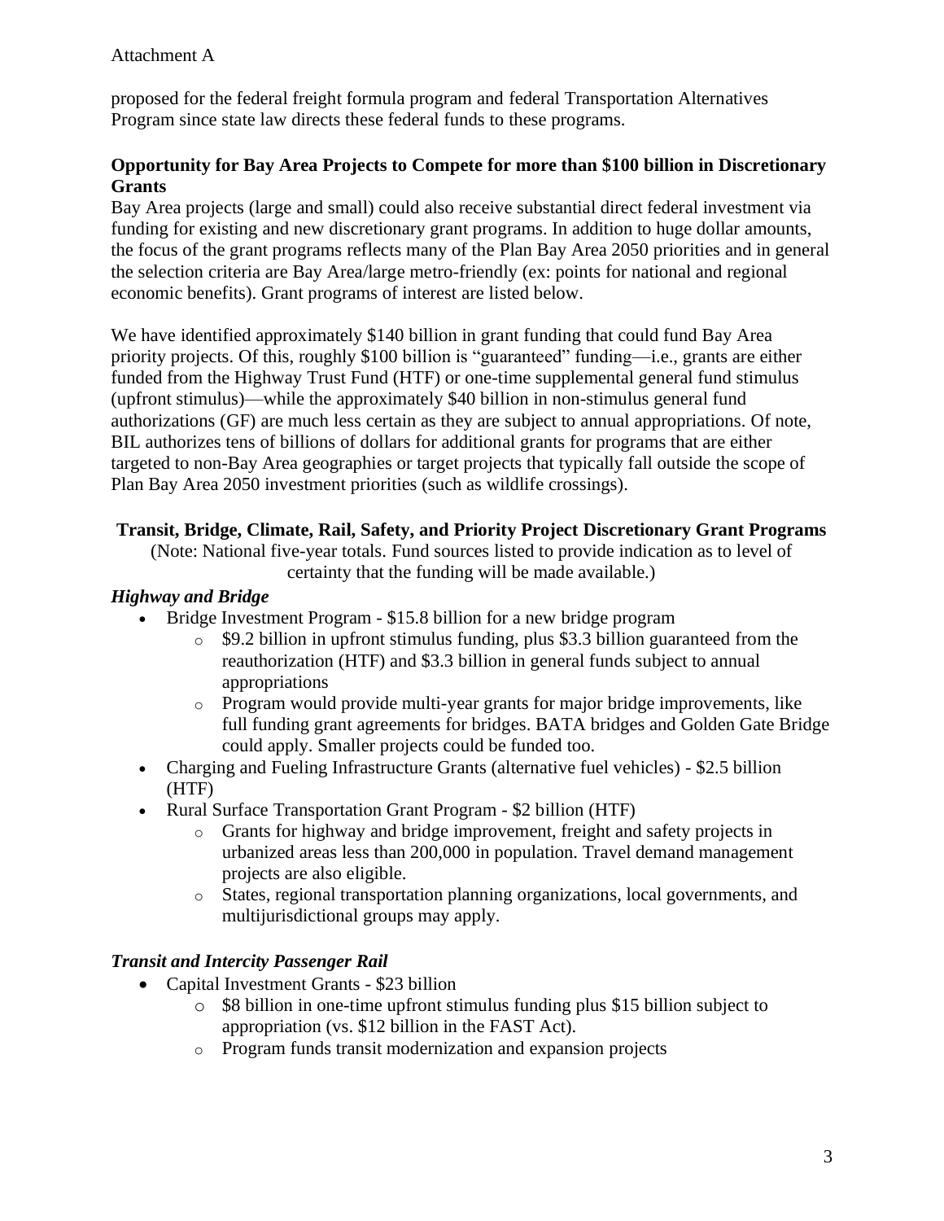proposed for the federal freight formula program and federal Transportation Alternatives Program since state law directs these federal funds to these programs.

**Opportunity for Bay Area Projects to Compete for more than $100 billion in Discretionary Grants**

Bay Area projects (large and small) could also receive substantial direct federal investment via funding for existing and new discretionary grant programs. In addition to huge dollar amounts, the focus of the grant programs reflects many of the Plan Bay Area 2050 priorities and in general the selection criteria are Bay Area/large metro-friendly (ex: points for national and regional economic benefits). Grant programs of interest are listed below.

We have identified approximately $140 billion in grant funding that could fund Bay Area priority projects. Of this, roughly $100 billion is "guaranteed" funding—i.e., grants are either funded from the Highway Trust Fund (HTF) or one-time supplemental general fund stimulus (upfront stimulus)—while the approximately $40 billion in non-stimulus general fund authorizations (GF) are much less certain as they are subject to annual appropriations. Of note, BIL authorizes tens of billions of dollars for additional grants for programs that are either targeted to non-Bay Area geographies or target projects that typically fall outside the scope of Plan Bay Area 2050 investment priorities (such as wildlife crossings).

**Transit, Bridge, Climate, Rail, Safety, and Priority Project Discretionary Grant Programs**

(Note: National five-year totals. Fund sources listed to provide indication as to level of certainty that the funding will be made available.)

***Highway and Bridge***

- Bridge Investment Program - $15.8 billion for a new bridge program
  - $9.2 billion in upfront stimulus funding, plus $3.3 billion guaranteed from the reauthorization (HTF) and $3.3 billion in general funds subject to annual appropriations
  - Program would provide multi-year grants for major bridge improvements, like full funding grant agreements for bridges. BATA bridges and Golden Gate Bridge could apply. Smaller projects could be funded too.
- Charging and Fueling Infrastructure Grants (alternative fuel vehicles) - $2.5 billion (HTF)
- Rural Surface Transportation Grant Program - $2 billion (HTF)
  - Grants for highway and bridge improvement, freight and safety projects in urbanized areas less than 200,000 in population. Travel demand management projects are also eligible.
  - States, regional transportation planning organizations, local governments, and multijurisdictional groups may apply.

***Transit and Intercity Passenger Rail***

- Capital Investment Grants - $23 billion
  - $8 billion in one-time upfront stimulus funding plus $15 billion subject to appropriation (vs. $12 billion in the FAST Act).
  - Program funds transit modernization and expansion projects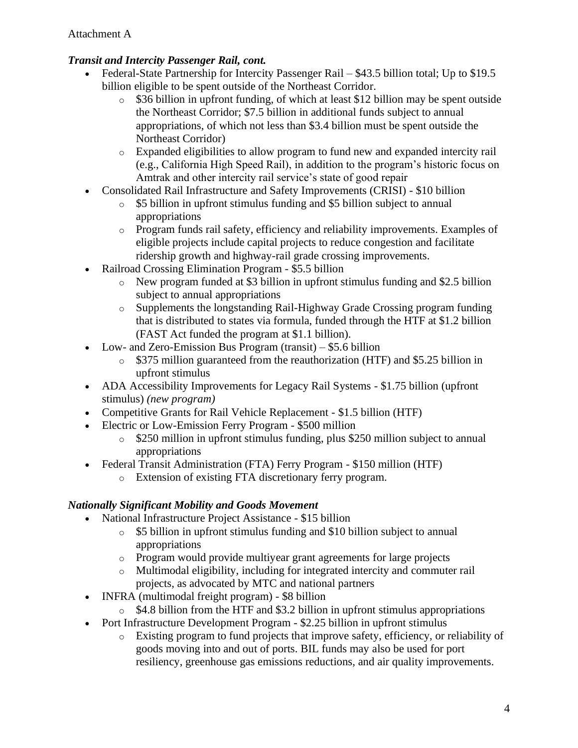Attachment A

### *Transit and Intercity Passenger Rail, cont.*

- Federal-State Partnership for Intercity Passenger Rail – $43.5 billion total; Up to $19.5 billion eligible to be spent outside of the Northeast Corridor.
  - $36 billion in upfront funding, of which at least $12 billion may be spent outside the Northeast Corridor; $7.5 billion in additional funds subject to annual appropriations, of which not less than $3.4 billion must be spent outside the Northeast Corridor)
  - Expanded eligibilities to allow program to fund new and expanded intercity rail (e.g., California High Speed Rail), in addition to the program's historic focus on Amtrak and other intercity rail service's state of good repair
- Consolidated Rail Infrastructure and Safety Improvements (CRISI) - $10 billion
  - $5 billion in upfront stimulus funding and $5 billion subject to annual appropriations
  - Program funds rail safety, efficiency and reliability improvements. Examples of eligible projects include capital projects to reduce congestion and facilitate ridership growth and highway-rail grade crossing improvements.
- Railroad Crossing Elimination Program - $5.5 billion
  - New program funded at $3 billion in upfront stimulus funding and $2.5 billion subject to annual appropriations
  - Supplements the longstanding Rail-Highway Grade Crossing program funding that is distributed to states via formula, funded through the HTF at $1.2 billion (FAST Act funded the program at $1.1 billion).
- Low- and Zero-Emission Bus Program (transit) – $5.6 billion
  - $375 million guaranteed from the reauthorization (HTF) and $5.25 billion in upfront stimulus
- ADA Accessibility Improvements for Legacy Rail Systems - $1.75 billion (upfront stimulus) *(new program)*
- Competitive Grants for Rail Vehicle Replacement - $1.5 billion (HTF)
- Electric or Low-Emission Ferry Program - $500 million
  - $250 million in upfront stimulus funding, plus $250 million subject to annual appropriations
- Federal Transit Administration (FTA) Ferry Program - $150 million (HTF)
  - Extension of existing FTA discretionary ferry program.

### *Nationally Significant Mobility and Goods Movement*

- National Infrastructure Project Assistance - $15 billion
  - $5 billion in upfront stimulus funding and $10 billion subject to annual appropriations
  - Program would provide multiyear grant agreements for large projects
  - Multimodal eligibility, including for integrated intercity and commuter rail projects, as advocated by MTC and national partners
- INFRA (multimodal freight program) - $8 billion
  - $4.8 billion from the HTF and $3.2 billion in upfront stimulus appropriations
- Port Infrastructure Development Program - $2.25 billion in upfront stimulus
  - Existing program to fund projects that improve safety, efficiency, or reliability of goods moving into and out of ports. BIL funds may also be used for port resiliency, greenhouse gas emissions reductions, and air quality improvements.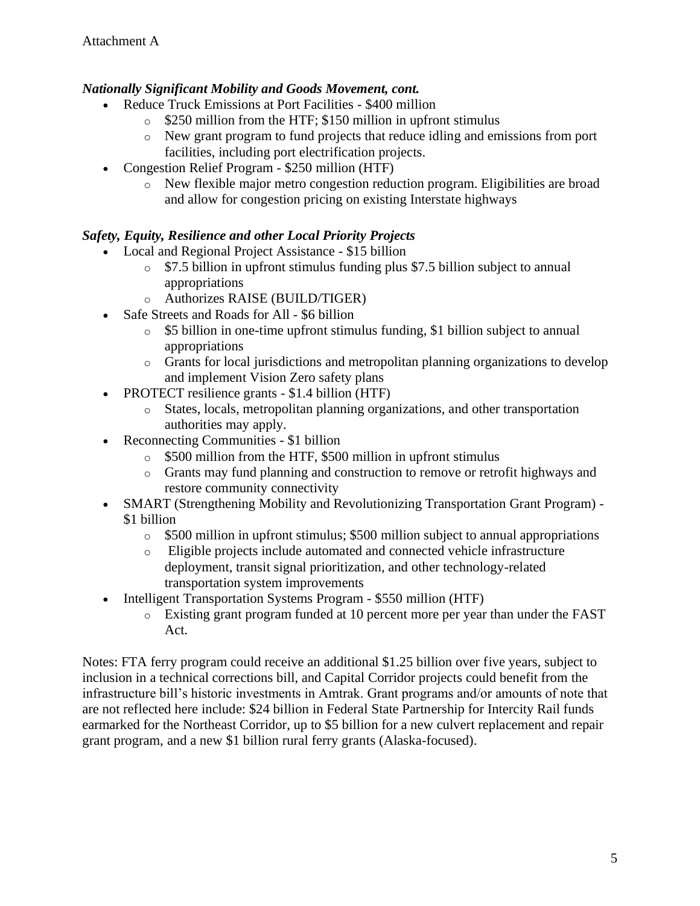Attachment A

***Nationally Significant Mobility and Goods Movement, cont.***

- Reduce Truck Emissions at Port Facilities - $400 million
  - $250 million from the HTF; $150 million in upfront stimulus
  - New grant program to fund projects that reduce idling and emissions from port facilities, including port electrification projects.
- Congestion Relief Program - $250 million (HTF)
  - New flexible major metro congestion reduction program. Eligibilities are broad and allow for congestion pricing on existing Interstate highways

***Safety, Equity, Resilience and other Local Priority Projects***

- Local and Regional Project Assistance - $15 billion
  - $7.5 billion in upfront stimulus funding plus $7.5 billion subject to annual appropriations
  - Authorizes RAISE (BUILD/TIGER)
- Safe Streets and Roads for All - $6 billion
  - $5 billion in one-time upfront stimulus funding, $1 billion subject to annual appropriations
  - Grants for local jurisdictions and metropolitan planning organizations to develop and implement Vision Zero safety plans
- PROTECT resilience grants - $1.4 billion (HTF)
  - States, locals, metropolitan planning organizations, and other transportation authorities may apply.
- Reconnecting Communities - $1 billion
  - $500 million from the HTF, $500 million in upfront stimulus
  - Grants may fund planning and construction to remove or retrofit highways and restore community connectivity
- SMART (Strengthening Mobility and Revolutionizing Transportation Grant Program) - $1 billion
  - $500 million in upfront stimulus; $500 million subject to annual appropriations
  - Eligible projects include automated and connected vehicle infrastructure deployment, transit signal prioritization, and other technology-related transportation system improvements
- Intelligent Transportation Systems Program - $550 million (HTF)
  - Existing grant program funded at 10 percent more per year than under the FAST Act.

Notes: FTA ferry program could receive an additional $1.25 billion over five years, subject to inclusion in a technical corrections bill, and Capital Corridor projects could benefit from the infrastructure bill's historic investments in Amtrak. Grant programs and/or amounts of note that are not reflected here include: $24 billion in Federal State Partnership for Intercity Rail funds earmarked for the Northeast Corridor, up to $5 billion for a new culvert replacement and repair grant program, and a new $1 billion rural ferry grants (Alaska-focused).